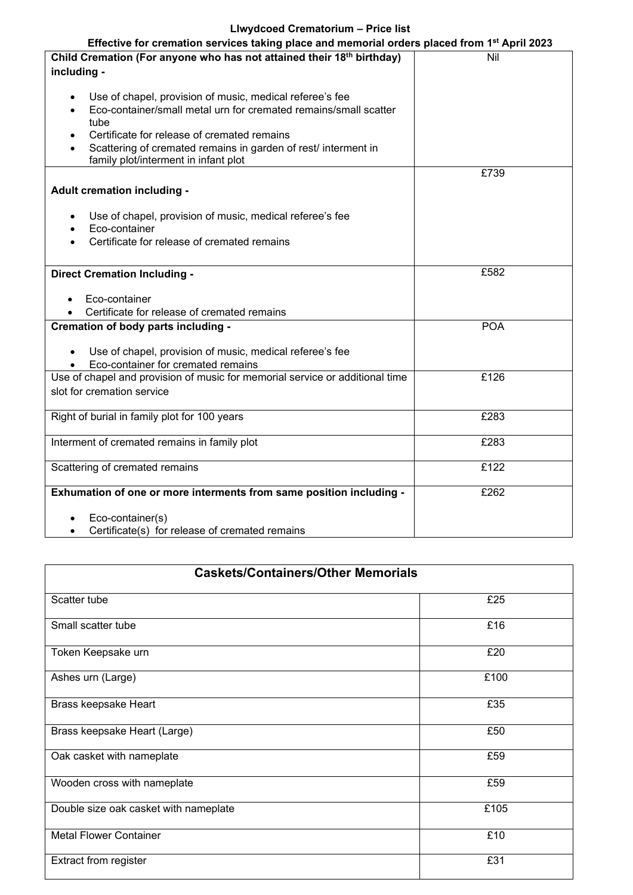**Llwydcoed Crematorium – Price list**

**Effective for cremation services taking place and memorial orders placed from 1st April 2023**

| Service | Price |
|---|---|
| **Child Cremation (For anyone who has not attained their 18th birthday) including -** <br>• Use of chapel, provision of music, medical referee's fee<br>• Eco-container/small metal urn for cremated remains/small scatter tube<br>• Certificate for release of cremated remains<br>• Scattering of cremated remains in garden of rest/ interment in family plot/interment in infant plot | Nil |
| **Adult cremation including -** <br>• Use of chapel, provision of music, medical referee's fee<br>• Eco-container<br>• Certificate for release of cremated remains | £739 |
| **Direct Cremation Including -** <br>• Eco-container<br>• Certificate for release of cremated remains | £582 |
| **Cremation of body parts including -** <br>• Use of chapel, provision of music, medical referee's fee<br>• Eco-container for cremated remains | POA |
| Use of chapel and provision of music for memorial service or additional time slot for cremation service | £126 |
| Right of burial in family plot for 100 years | £283 |
| Interment of cremated remains in family plot | £283 |
| Scattering of cremated remains | £122 |
| **Exhumation of one or more interments from same position including -** <br>• Eco-container(s)<br>• Certificate(s) for release of cremated remains | £262 |

| Caskets/Containers/Other Memorials | |
|---|---|
| Scatter tube | £25 |
| Small scatter tube | £16 |
| Token Keepsake urn | £20 |
| Ashes urn (Large) | £100 |
| Brass keepsake Heart | £35 |
| Brass keepsake Heart (Large) | £50 |
| Oak casket with nameplate | £59 |
| Wooden cross with nameplate | £59 |
| Double size oak casket with nameplate | £105 |
| Metal Flower Container | £10 |
| Extract from register | £31 |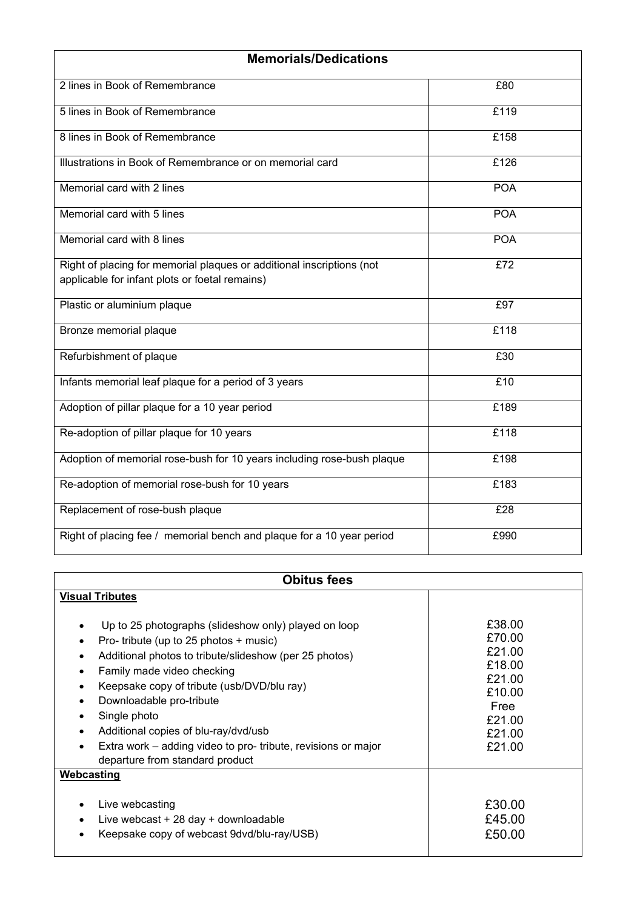| Memorials/Dedications | |
|---|---|
| 2 lines in Book of Remembrance | £80 |
| 5 lines in Book of Remembrance | £119 |
| 8 lines in Book of Remembrance | £158 |
| Illustrations in Book of Remembrance or on memorial card | £126 |
| Memorial card with 2 lines | POA |
| Memorial card with 5 lines | POA |
| Memorial card with 8 lines | POA |
| Right of placing for memorial plaques or additional inscriptions (not applicable for infant plots or foetal remains) | £72 |
| Plastic or aluminium plaque | £97 |
| Bronze memorial plaque | £118 |
| Refurbishment of plaque | £30 |
| Infants memorial leaf plaque for a period of 3 years | £10 |
| Adoption of pillar plaque for a 10 year period | £189 |
| Re-adoption of pillar plaque for 10 years | £118 |
| Adoption of memorial rose-bush for 10 years including rose-bush plaque | £198 |
| Re-adoption of memorial rose-bush for 10 years | £183 |
| Replacement of rose-bush plaque | £28 |
| Right of placing fee / memorial bench and plaque for a 10 year period | £990 |

| Obitus fees | |
|---|---|
| **Visual Tributes** | |
| • Up to 25 photographs (slideshow only) played on loop | £38.00 |
| • Pro- tribute (up to 25 photos + music) | £70.00 |
| • Additional photos to tribute/slideshow (per 25 photos) | £21.00 |
| • Family made video checking | £18.00 |
| • Keepsake copy of tribute (usb/DVD/blu ray) | £21.00 |
| • Downloadable pro-tribute | £10.00 |
| • Single photo | Free |
| • Additional copies of blu-ray/dvd/usb | £21.00 |
| • Extra work – adding video to pro- tribute, revisions or major departure from standard product | £21.00 |
| **Webcasting** | |
| • Live webcasting | £30.00 |
| • Live webcast + 28 day + downloadable | £45.00 |
| • Keepsake copy of webcast 9dvd/blu-ray/USB) | £50.00 |